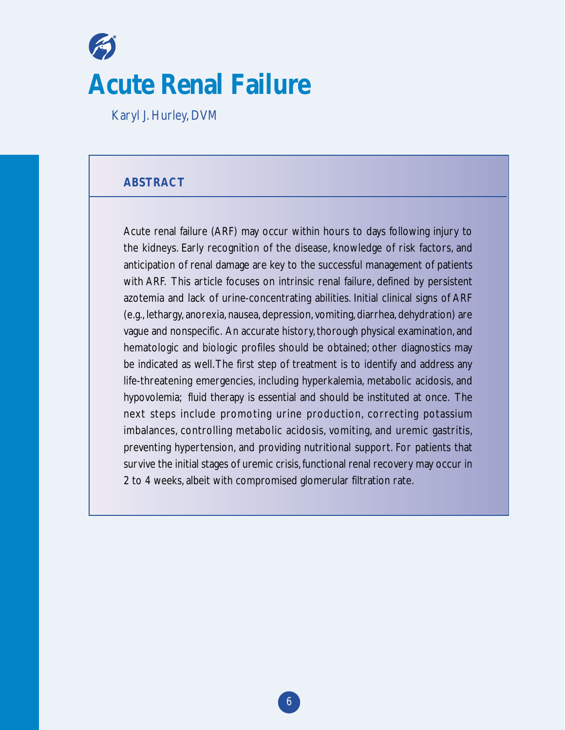# Acute Renal Failure

Karyl J. Hurley, DVM

## ABSTRACT

Acute renal failure (ARF) may occur within hours to days following injury to the kidneys. Early recognition of the disease, knowledge of risk factors, and anticipation of renal damage are key to the successful management of patients with ARF. This article focuses on intrinsic renal failure, defined by persistent azotemia and lack of urine-concentrating abilities. Initial clinical signs of ARF (e.g., lethargy, anorexia, nausea, depression, vomiting, diarrhea, dehydration) are vague and nonspecific. An accurate history, thorough physical examination, and hematologic and biologic profiles should be obtained; other diagnostics may be indicated as well. The first step of treatment is to identify and address any life-threatening emergencies, including hyperkalemia, metabolic acidosis, and hypovolemia; fluid therapy is essential and should be instituted at once. The next steps include promoting urine production, correcting potassium imbalances, controlling metabolic acidosis, vomiting, and uremic gastritis, preventing hypertension, and providing nutritional support. For patients that survive the initial stages of uremic crisis, functional renal recovery may occur in 2 to 4 weeks, albeit with compromised glomerular filtration rate.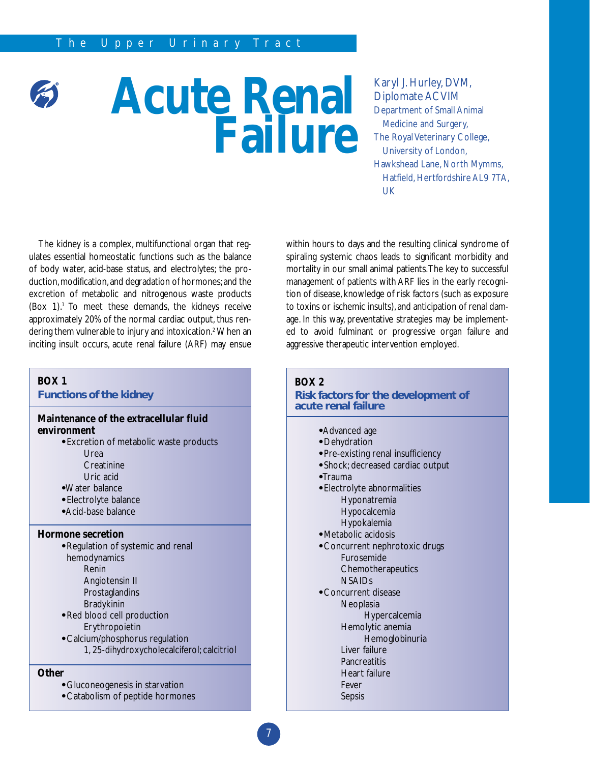# Acute Renal Failure

Karyl J. Hurley, DVM, Diplomate ACVIM
Department of Small Animal Medicine and Surgery,
The Royal Veterinary College, University of London,
Hawkshead Lane, North Mymms, Hatfield, Hertfordshire AL9 7TA, UK

The kidney is a complex, multifunctional organ that regulates essential homeostatic functions such as the balance of body water, acid-base status, and electrolytes; the production, modification, and degradation of hormones; and the excretion of metabolic and nitrogenous waste products (Box 1).[1] To meet these demands, the kidneys receive approximately 20% of the normal cardiac output, thus rendering them vulnerable to injury and intoxication.[2] When an inciting insult occurs, acute renal failure (ARF) may ensue within hours to days and the resulting clinical syndrome of spiraling systemic chaos leads to significant morbidity and mortality in our small animal patients. The key to successful management of patients with ARF lies in the early recognition of disease, knowledge of risk factors (such as exposure to toxins or ischemic insults), and anticipation of renal damage. In this way, preventative strategies may be implemented to avoid fulminant or progressive organ failure and aggressive therapeutic intervention employed.

**BOX 1**
**Functions of the kidney**

**Maintenance of the extracellular fluid environment**
- Excretion of metabolic waste products
  - Urea
  - Creatinine
  - Uric acid
- Water balance
- Electrolyte balance
- Acid-base balance

**Hormone secretion**
- Regulation of systemic and renal hemodynamics
  - Renin
  - Angiotensin II
  - Prostaglandins
  - Bradykinin
- Red blood cell production
  - Erythropoietin
- Calcium/phosphorus regulation
  - 1, 25-dihydroxycholecalciferol; calcitriol

**Other**
- Gluconeogenesis in starvation
- Catabolism of peptide hormones

**BOX 2**
**Risk factors for the development of acute renal failure**

- Advanced age
- Dehydration
- Pre-existing renal insufficiency
- Shock; decreased cardiac output
- Trauma
- Electrolyte abnormalities
  - Hyponatremia
  - Hypocalcemia
  - Hypokalemia
- Metabolic acidosis
- Concurrent nephrotoxic drugs
  - Furosemide
  - Chemotherapeutics
  - NSAIDs
- Concurrent disease
  - Neoplasia
    - Hypercalcemia
  - Hemolytic anemia
    - Hemoglobinuria
  - Liver failure
  - Pancreatitis
  - Heart failure
  - Fever
  - Sepsis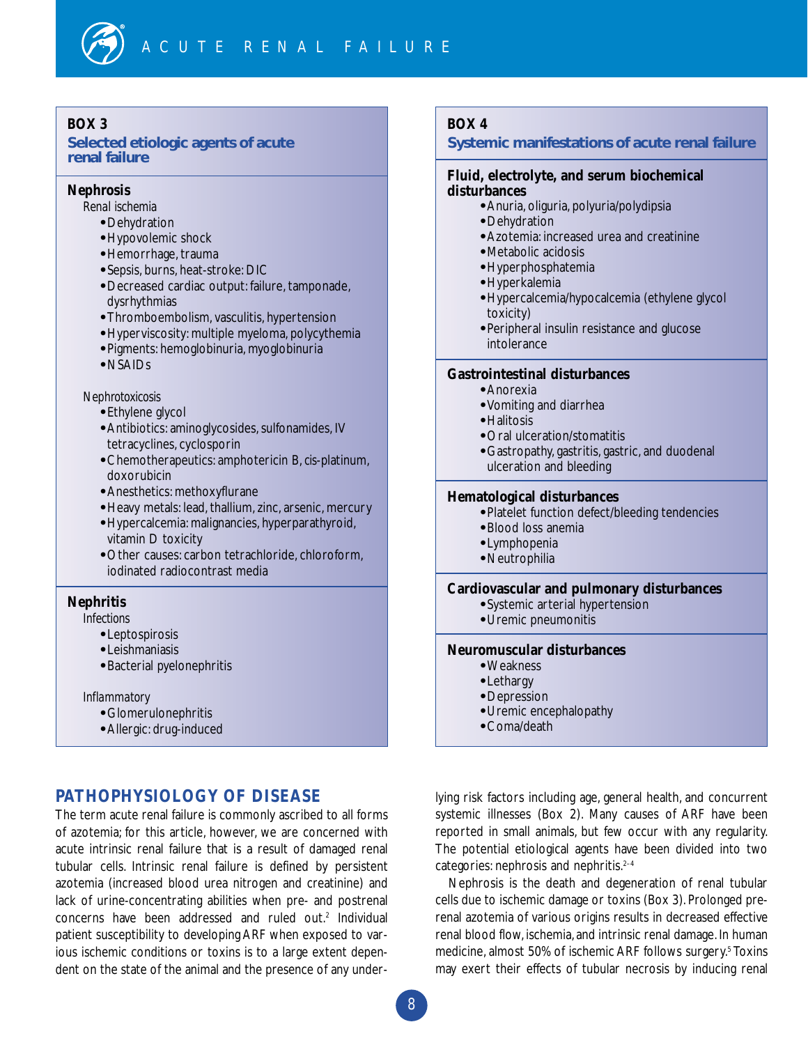**BOX 3**

**Selected etiologic agents of acute renal failure**

**Nephrosis**

Renal ischemia

- Dehydration
- Hypovolemic shock
- Hemorrhage, trauma
- Sepsis, burns, heat-stroke: DIC
- Decreased cardiac output: failure, tamponade, dysrhythmias
- Thromboembolism, vasculitis, hypertension
- Hyperviscosity: multiple myeloma, polycythemia
- Pigments: hemoglobinuria, myoglobinuria
- NSAIDs

Nephrotoxicosis

- Ethylene glycol
- Antibiotics: aminoglycosides, sulfonamides, IV tetracyclines, cyclosporin
- Chemotherapeutics: amphotericin B, cis-platinum, doxorubicin
- Anesthetics: methoxyflurane
- Heavy metals: lead, thallium, zinc, arsenic, mercury
- Hypercalcemia: malignancies, hyperparathyroid, vitamin D toxicity
- Other causes: carbon tetrachloride, chloroform, iodinated radiocontrast media

**Nephritis**

Infections

- Leptospirosis
- Leishmaniasis
- Bacterial pyelonephritis

Inflammatory

- Glomerulonephritis
- Allergic: drug-induced

**BOX 4**

**Systemic manifestations of acute renal failure**

**Fluid, electrolyte, and serum biochemical disturbances**

- Anuria, oliguria, polyuria/polydipsia
- Dehydration
- Azotemia: increased urea and creatinine
- Metabolic acidosis
- Hyperphosphatemia
- Hyperkalemia
- Hypercalcemia/hypocalcemia (ethylene glycol toxicity)
- Peripheral insulin resistance and glucose intolerance

**Gastrointestinal disturbances**

- Anorexia
- Vomiting and diarrhea
- Halitosis
- Oral ulceration/stomatitis
- Gastropathy, gastritis, gastric, and duodenal ulceration and bleeding

**Hematological disturbances**

- Platelet function defect/bleeding tendencies
- Blood loss anemia
- Lymphopenia
- Neutrophilia

**Cardiovascular and pulmonary disturbances**

- Systemic arterial hypertension
- Uremic pneumonitis

**Neuromuscular disturbances**

- Weakness
- Lethargy
- Depression
- Uremic encephalopathy
- Coma/death

## PATHOPHYSIOLOGY OF DISEASE

The term acute renal failure is commonly ascribed to all forms of azotemia; for this article, however, we are concerned with acute intrinsic renal failure that is a result of damaged renal tubular cells. Intrinsic renal failure is defined by persistent azotemia (increased blood urea nitrogen and creatinine) and lack of urine-concentrating abilities when pre- and postrenal concerns have been addressed and ruled out.[2] Individual patient susceptibility to developing ARF when exposed to various ischemic conditions or toxins is to a large extent dependent on the state of the animal and the presence of any underlying risk factors including age, general health, and concurrent systemic illnesses (Box 2). Many causes of ARF have been reported in small animals, but few occur with any regularity. The potential etiological agents have been divided into two categories: nephrosis and nephritis.[2–4]

Nephrosis is the death and degeneration of renal tubular cells due to ischemic damage or toxins (Box 3). Prolonged prerenal azotemia of various origins results in decreased effective renal blood flow, ischemia, and intrinsic renal damage. In human medicine, almost 50% of ischemic ARF follows surgery.[5] Toxins may exert their effects of tubular necrosis by inducing renal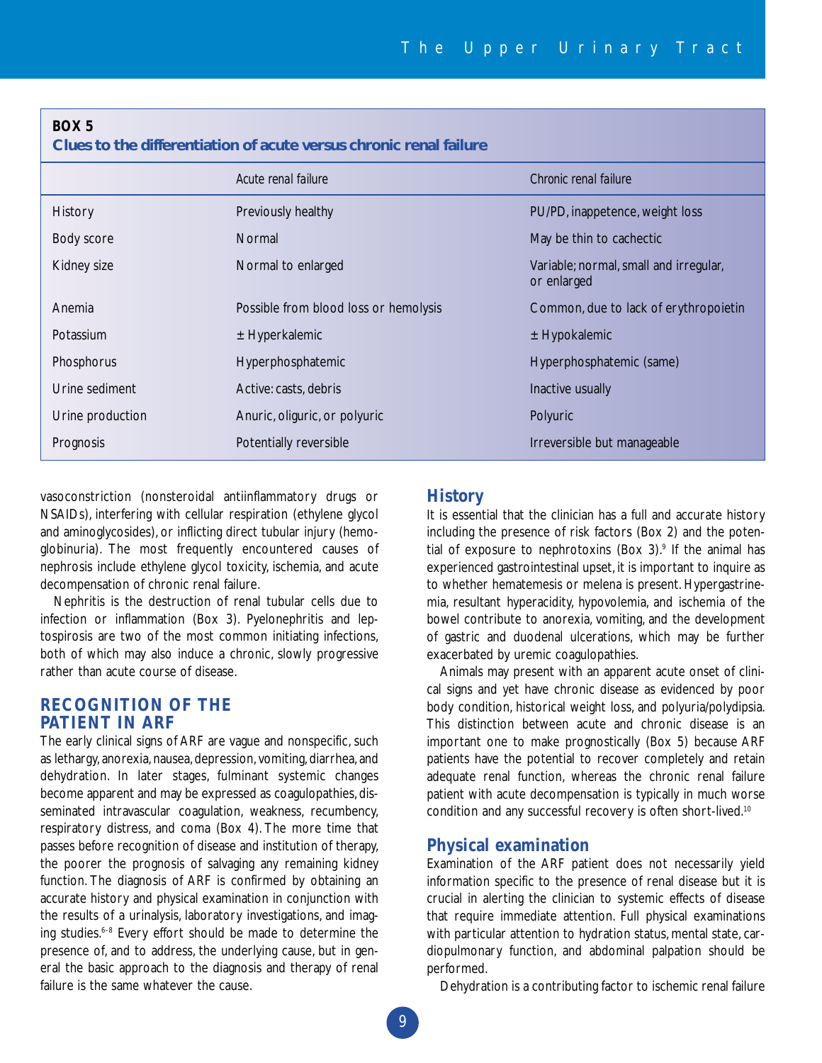**BOX 5**

**Clues to the differentiation of acute versus chronic renal failure**

| | Acute renal failure | Chronic renal failure |
|---|---|---|
| History | Previously healthy | PU/PD, inappetence, weight loss |
| Body score | Normal | May be thin to cachectic |
| Kidney size | Normal to enlarged | Variable; normal, small and irregular, or enlarged |
| Anemia | Possible from blood loss or hemolysis | Common, due to lack of erythropoietin |
| Potassium | ± Hyperkalemic | ± Hypokalemic |
| Phosphorus | Hyperphosphatemic | Hyperphosphatemic (same) |
| Urine sediment | Active: casts, debris | Inactive usually |
| Urine production | Anuric, oliguric, or polyuric | Polyuric |
| Prognosis | Potentially reversible | Irreversible but manageable |

vasoconstriction (nonsteroidal antiinflammatory drugs or NSAIDs), interfering with cellular respiration (ethylene glycol and aminoglycosides), or inflicting direct tubular injury (hemoglobinuria). The most frequently encountered causes of nephrosis include ethylene glycol toxicity, ischemia, and acute decompensation of chronic renal failure.

Nephritis is the destruction of renal tubular cells due to infection or inflammation (Box 3). Pyelonephritis and leptospirosis are two of the most common initiating infections, both of which may also induce a chronic, slowly progressive rather than acute course of disease.

## RECOGNITION OF THE PATIENT IN ARF

The early clinical signs of ARF are vague and nonspecific, such as lethargy, anorexia, nausea, depression, vomiting, diarrhea, and dehydration. In later stages, fulminant systemic changes become apparent and may be expressed as coagulopathies, disseminated intravascular coagulation, weakness, recumbency, respiratory distress, and coma (Box 4). The more time that passes before recognition of disease and institution of therapy, the poorer the prognosis of salvaging any remaining kidney function. The diagnosis of ARF is confirmed by obtaining an accurate history and physical examination in conjunction with the results of a urinalysis, laboratory investigations, and imaging studies.[6–8] Every effort should be made to determine the presence of, and to address, the underlying cause, but in general the basic approach to the diagnosis and therapy of renal failure is the same whatever the cause.

### History

It is essential that the clinician has a full and accurate history including the presence of risk factors (Box 2) and the potential of exposure to nephrotoxins (Box 3).[9] If the animal has experienced gastrointestinal upset, it is important to inquire as to whether hematemesis or melena is present. Hypergastrinemia, resultant hyperacidity, hypovolemia, and ischemia of the bowel contribute to anorexia, vomiting, and the development of gastric and duodenal ulcerations, which may be further exacerbated by uremic coagulopathies.

Animals may present with an apparent acute onset of clinical signs and yet have chronic disease as evidenced by poor body condition, historical weight loss, and polyuria/polydipsia. This distinction between acute and chronic disease is an important one to make prognostically (Box 5) because ARF patients have the potential to recover completely and retain adequate renal function, whereas the chronic renal failure patient with acute decompensation is typically in much worse condition and any successful recovery is often short-lived.[10]

### Physical examination

Examination of the ARF patient does not necessarily yield information specific to the presence of renal disease but it is crucial in alerting the clinician to systemic effects of disease that require immediate attention. Full physical examinations with particular attention to hydration status, mental state, cardiopulmonary function, and abdominal palpation should be performed.

Dehydration is a contributing factor to ischemic renal failure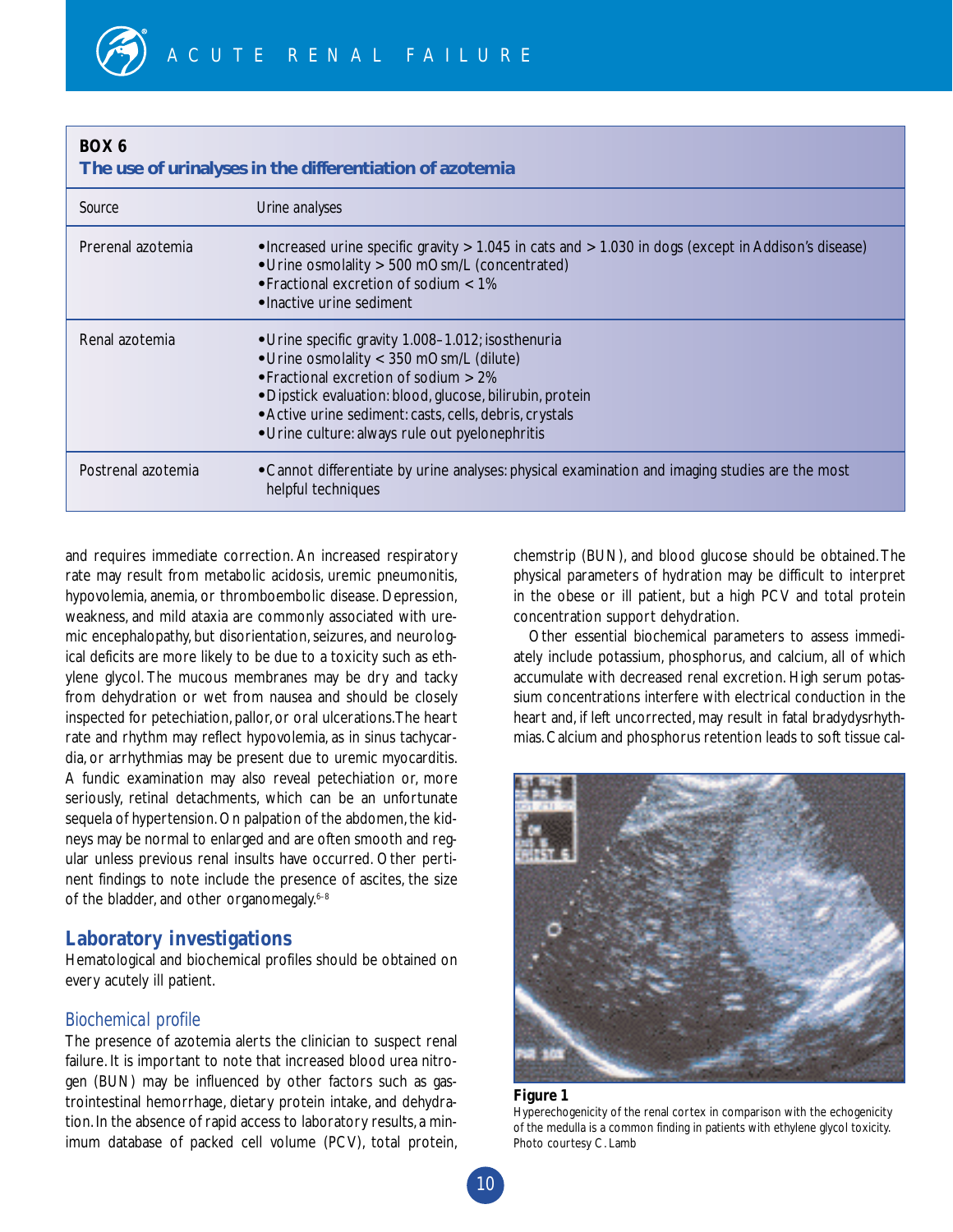**BOX 6**
**The use of urinalyses in the differentiation of azotemia**

| Source | Urine analyses |
|---|---|
| Prerenal azotemia | • Increased urine specific gravity > 1.045 in cats and > 1.030 in dogs (except in Addison's disease)<br>• Urine osmolality > 500 mOsm/L (concentrated)<br>• Fractional excretion of sodium < 1%<br>• Inactive urine sediment |
| Renal azotemia | • Urine specific gravity 1.008–1.012; isosthenuria<br>• Urine osmolality < 350 mOsm/L (dilute)<br>• Fractional excretion of sodium > 2%<br>• Dipstick evaluation: blood, glucose, bilirubin, protein<br>• Active urine sediment: casts, cells, debris, crystals<br>• Urine culture: always rule out pyelonephritis |
| Postrenal azotemia | • Cannot differentiate by urine analyses: physical examination and imaging studies are the most helpful techniques |

and requires immediate correction. An increased respiratory rate may result from metabolic acidosis, uremic pneumonitis, hypovolemia, anemia, or thromboembolic disease. Depression, weakness, and mild ataxia are commonly associated with uremic encephalopathy, but disorientation, seizures, and neurological deficits are more likely to be due to a toxicity such as ethylene glycol. The mucous membranes may be dry and tacky from dehydration or wet from nausea and should be closely inspected for petechiation, pallor, or oral ulcerations. The heart rate and rhythm may reflect hypovolemia, as in sinus tachycardia, or arrhythmias may be present due to uremic myocarditis. A fundic examination may also reveal petechiation or, more seriously, retinal detachments, which can be an unfortunate sequela of hypertension. On palpation of the abdomen, the kidneys may be normal to enlarged and are often smooth and regular unless previous renal insults have occurred. Other pertinent findings to note include the presence of ascites, the size of the bladder, and other organomegaly.[6–8]

## Laboratory investigations

Hematological and biochemical profiles should be obtained on every acutely ill patient.

### *Biochemical profile*

The presence of azotemia alerts the clinician to suspect renal failure. It is important to note that increased blood urea nitrogen (BUN) may be influenced by other factors such as gastrointestinal hemorrhage, dietary protein intake, and dehydration. In the absence of rapid access to laboratory results, a minimum database of packed cell volume (PCV), total protein, chemstrip (BUN), and blood glucose should be obtained. The physical parameters of hydration may be difficult to interpret in the obese or ill patient, but a high PCV and total protein concentration support dehydration.

Other essential biochemical parameters to assess immediately include potassium, phosphorus, and calcium, all of which accumulate with decreased renal excretion. High serum potassium concentrations interfere with electrical conduction in the heart and, if left uncorrected, may result in fatal bradydysrhythmias. Calcium and phosphorus retention leads to soft tissue cal-

**Figure 1**
Hyperechogenicity of the renal cortex in comparison with the echogenicity of the medulla is a common finding in patients with ethylene glycol toxicity. Photo courtesy C. Lamb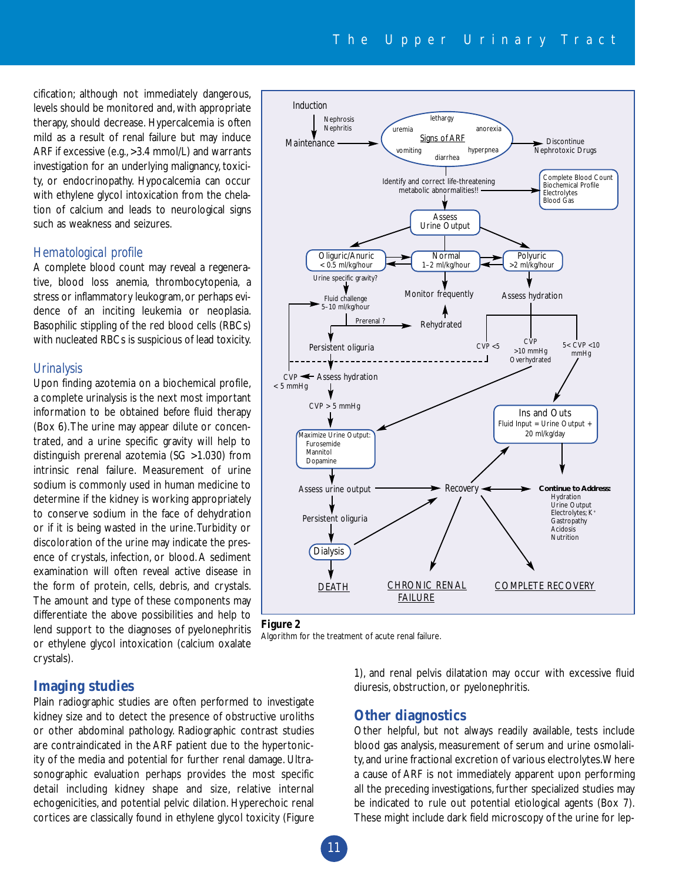cification; although not immediately dangerous, levels should be monitored and, with appropriate therapy, should decrease. Hypercalcemia is often mild as a result of renal failure but may induce ARF if excessive (e.g., >3.4 mmol/L) and warrants investigation for an underlying malignancy, toxicity, or endocrinopathy. Hypocalcemia can occur with ethylene glycol intoxication from the chelation of calcium and leads to neurological signs such as weakness and seizures.

### Hematological profile

A complete blood count may reveal a regenerative, blood loss anemia, thrombocytopenia, a stress or inflammatory leukogram, or perhaps evidence of an inciting leukemia or neoplasia. Basophilic stippling of the red blood cells (RBCs) with nucleated RBCs is suspicious of lead toxicity.

### Urinalysis

Upon finding azotemia on a biochemical profile, a complete urinalysis is the next most important information to be obtained before fluid therapy (Box 6). The urine may appear dilute or concentrated, and a urine specific gravity will help to distinguish prerenal azotemia (SG >1.030) from intrinsic renal failure. Measurement of urine sodium is commonly used in human medicine to determine if the kidney is working appropriately to conserve sodium in the face of dehydration or if it is being wasted in the urine. Turbidity or discoloration of the urine may indicate the presence of crystals, infection, or blood. A sediment examination will often reveal active disease in the form of protein, cells, debris, and crystals. The amount and type of these components may differentiate the above possibilities and help to lend support to the diagnoses of pyelonephritis or ethylene glycol intoxication (calcium oxalate crystals).

**Figure 2**
Algorithm for the treatment of acute renal failure.

## Imaging studies

Plain radiographic studies are often performed to investigate kidney size and to detect the presence of obstructive uroliths or other abdominal pathology. Radiographic contrast studies are contraindicated in the ARF patient due to the hypertonicity of the media and potential for further renal damage. Ultrasonographic evaluation perhaps provides the most specific detail including kidney shape and size, relative internal echogenicities, and potential pelvic dilation. Hyperechoic renal cortices are classically found in ethylene glycol toxicity (Figure 1), and renal pelvis dilatation may occur with excessive fluid diuresis, obstruction, or pyelonephritis.

## Other diagnostics

Other helpful, but not always readily available, tests include blood gas analysis, measurement of serum and urine osmolality, and urine fractional excretion of various electrolytes. Where a cause of ARF is not immediately apparent upon performing all the preceding investigations, further specialized studies may be indicated to rule out potential etiological agents (Box 7). These might include dark field microscopy of the urine for lep-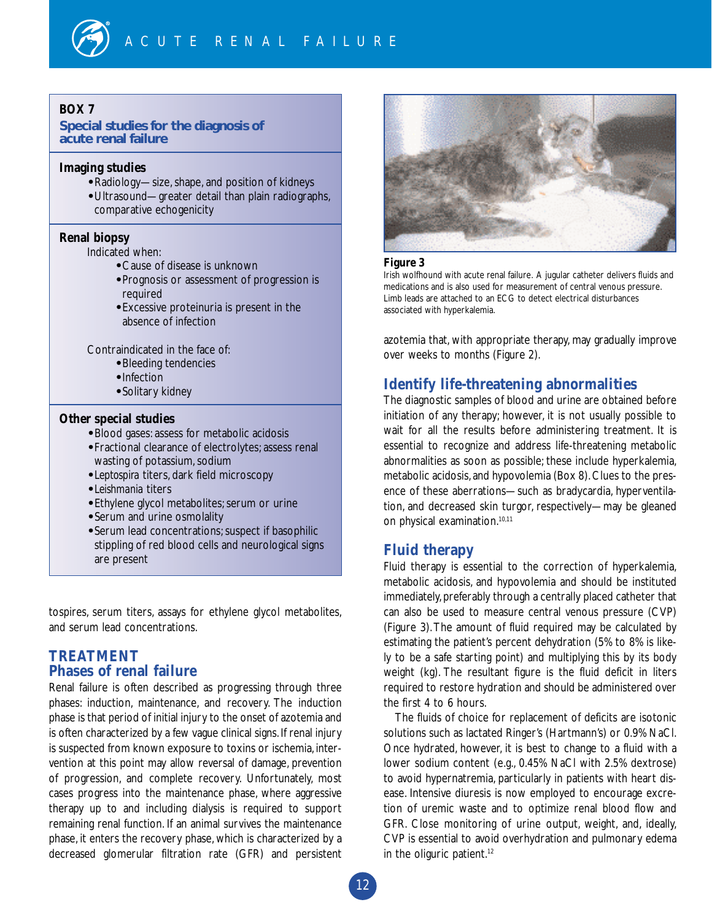**BOX 7**

**Special studies for the diagnosis of acute renal failure**

**Imaging studies**

- Radiology—size, shape, and position of kidneys
- Ultrasound—greater detail than plain radiographs, comparative echogenicity

**Renal biopsy**

Indicated when:

- Cause of disease is unknown
- Prognosis or assessment of progression is required
- Excessive proteinuria is present in the absence of infection

Contraindicated in the face of:

- Bleeding tendencies
- Infection
- Solitary kidney

**Other special studies**

- Blood gases: assess for metabolic acidosis
- Fractional clearance of electrolytes; assess renal wasting of potassium, sodium
- Leptospira titers, dark field microscopy
- Leishmania titers
- Ethylene glycol metabolites; serum or urine
- Serum and urine osmolality
- Serum lead concentrations; suspect if basophilic stippling of red blood cells and neurological signs are present

tospires, serum titers, assays for ethylene glycol metabolites, and serum lead concentrations.

## TREATMENT

### Phases of renal failure

Renal failure is often described as progressing through three phases: induction, maintenance, and recovery. The induction phase is that period of initial injury to the onset of azotemia and is often characterized by a few vague clinical signs. If renal injury is suspected from known exposure to toxins or ischemia, intervention at this point may allow reversal of damage, prevention of progression, and complete recovery. Unfortunately, most cases progress into the maintenance phase, where aggressive therapy up to and including dialysis is required to support remaining renal function. If an animal survives the maintenance phase, it enters the recovery phase, which is characterized by a decreased glomerular filtration rate (GFR) and persistent azotemia that, with appropriate therapy, may gradually improve over weeks to months (Figure 2).

**Figure 3**

Irish wolfhound with acute renal failure. A jugular catheter delivers fluids and medications and is also used for measurement of central venous pressure. Limb leads are attached to an ECG to detect electrical disturbances associated with hyperkalemia.

### Identify life-threatening abnormalities

The diagnostic samples of blood and urine are obtained before initiation of any therapy; however, it is not usually possible to wait for all the results before administering treatment. It is essential to recognize and address life-threatening metabolic abnormalities as soon as possible; these include hyperkalemia, metabolic acidosis, and hypovolemia (Box 8). Clues to the presence of these aberrations—such as bradycardia, hyperventilation, and decreased skin turgor, respectively—may be gleaned on physical examination.[10,11]

### Fluid therapy

Fluid therapy is essential to the correction of hyperkalemia, metabolic acidosis, and hypovolemia and should be instituted immediately, preferably through a centrally placed catheter that can also be used to measure central venous pressure (CVP) (Figure 3). The amount of fluid required may be calculated by estimating the patient's percent dehydration (5% to 8% is likely to be a safe starting point) and multiplying this by its body weight (kg). The resultant figure is the fluid deficit in liters required to restore hydration and should be administered over the first 4 to 6 hours.

The fluids of choice for replacement of deficits are isotonic solutions such as lactated Ringer's (Hartmann's) or 0.9% NaCl. Once hydrated, however, it is best to change to a fluid with a lower sodium content (e.g., 0.45% NaCl with 2.5% dextrose) to avoid hypernatremia, particularly in patients with heart disease. Intensive diuresis is now employed to encourage excretion of uremic waste and to optimize renal blood flow and GFR. Close monitoring of urine output, weight, and, ideally, CVP is essential to avoid overhydration and pulmonary edema in the oliguric patient.[12]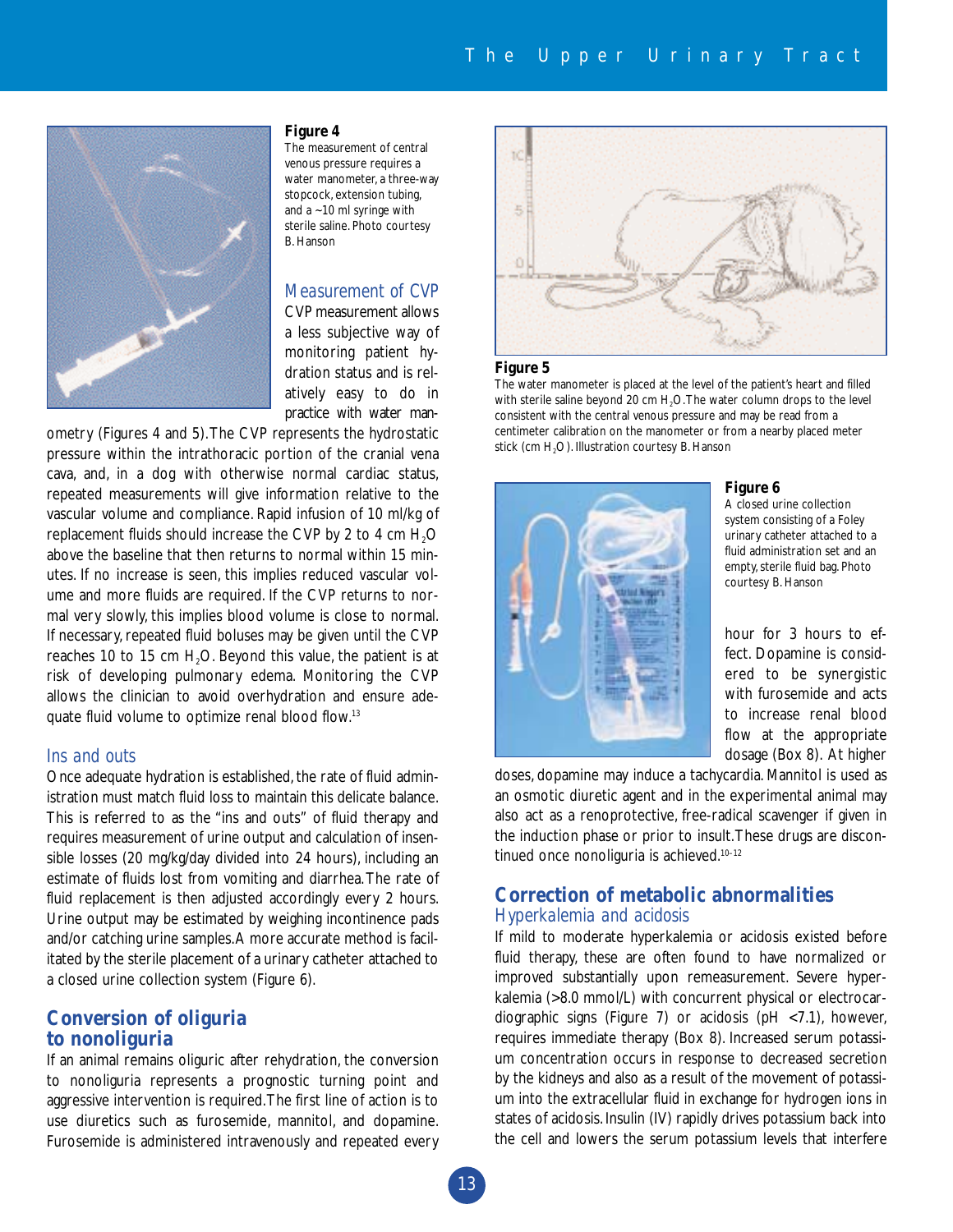**Figure 4**
The measurement of central venous pressure requires a water manometer, a three-way stopcock, extension tubing, and a ~10 ml syringe with sterile saline. Photo courtesy B. Hanson

### *Measurement of CVP*

CVP measurement allows a less subjective way of monitoring patient hydration status and is relatively easy to do in practice with water manometry (Figures 4 and 5). The CVP represents the hydrostatic pressure within the intrathoracic portion of the cranial vena cava, and, in a dog with otherwise normal cardiac status, repeated measurements will give information relative to the vascular volume and compliance. Rapid infusion of 10 ml/kg of replacement fluids should increase the CVP by 2 to 4 cm $H_2O$ above the baseline that then returns to normal within 15 minutes. If no increase is seen, this implies reduced vascular volume and more fluids are required. If the CVP returns to normal very slowly, this implies blood volume is close to normal. If necessary, repeated fluid boluses may be given until the CVP reaches 10 to 15 cm $H_2O$. Beyond this value, the patient is at risk of developing pulmonary edema. Monitoring the CVP allows the clinician to avoid overhydration and ensure adequate fluid volume to optimize renal blood flow.[13]

### *Ins and outs*

Once adequate hydration is established, the rate of fluid administration must match fluid loss to maintain this delicate balance. This is referred to as the "ins and outs" of fluid therapy and requires measurement of urine output and calculation of insensible losses (20 mg/kg/day divided into 24 hours), including an estimate of fluids lost from vomiting and diarrhea. The rate of fluid replacement is then adjusted accordingly every 2 hours. Urine output may be estimated by weighing incontinence pads and/or catching urine samples. A more accurate method is facilitated by the sterile placement of a urinary catheter attached to a closed urine collection system (Figure 6).

## Conversion of oliguria to nonoliguria

If an animal remains oliguric after rehydration, the conversion to nonoliguria represents a prognostic turning point and aggressive intervention is required. The first line of action is to use diuretics such as furosemide, mannitol, and dopamine. Furosemide is administered intravenously and repeated every hour for 3 hours to effect. Dopamine is considered to be synergistic with furosemide and acts to increase renal blood flow at the appropriate dosage (Box 8). At higher doses, dopamine may induce a tachycardia. Mannitol is used as an osmotic diuretic agent and in the experimental animal may also act as a renoprotective, free-radical scavenger if given in the induction phase or prior to insult. These drugs are discontinued once nonoliguria is achieved.[10–12]

**Figure 5**
The water manometer is placed at the level of the patient's heart and filled with sterile saline beyond 20 cm $H_2O$. The water column drops to the level consistent with the central venous pressure and may be read from a centimeter calibration on the manometer or from a nearby placed meter stick (cm $H_2O$). Illustration courtesy B. Hanson

**Figure 6**
A closed urine collection system consisting of a Foley urinary catheter attached to a fluid administration set and an empty, sterile fluid bag. Photo courtesy B. Hanson

## Correction of metabolic abnormalities

### *Hyperkalemia and acidosis*

If mild to moderate hyperkalemia or acidosis existed before fluid therapy, these are often found to have normalized or improved substantially upon remeasurement. Severe hyperkalemia (>8.0 mmol/L) with concurrent physical or electrocardiographic signs (Figure 7) or acidosis (pH <7.1), however, requires immediate therapy (Box 8). Increased serum potassium concentration occurs in response to decreased secretion by the kidneys and also as a result of the movement of potassium into the extracellular fluid in exchange for hydrogen ions in states of acidosis. Insulin (IV) rapidly drives potassium back into the cell and lowers the serum potassium levels that interfere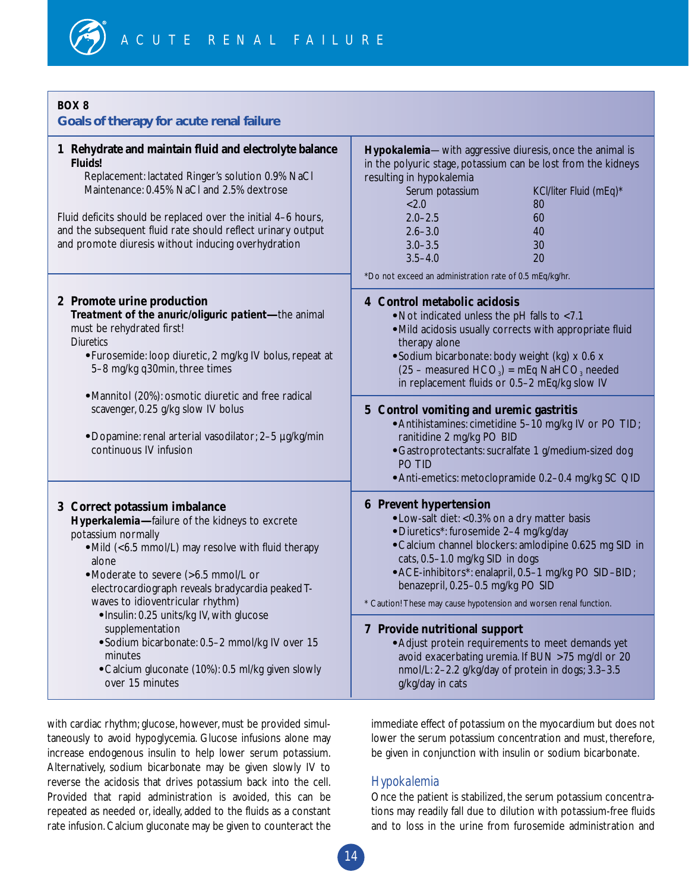## BOX 8

### Goals of therapy for acute renal failure

**1 Rehydrate and maintain fluid and electrolyte balance**

**Fluids!**

Replacement: lactated Ringer's solution 0.9% NaCl

Maintenance: 0.45% NaCl and 2.5% dextrose

Fluid deficits should be replaced over the initial 4–6 hours, and the subsequent fluid rate should reflect urinary output and promote diuresis without inducing overhydration

**2 Promote urine production**

**Treatment of the anuric/oliguric patient—**the animal must be rehydrated first!

Diuretics

- Furosemide: loop diuretic, 2 mg/kg IV bolus, repeat at 5–8 mg/kg q30min, three times
- Mannitol (20%): osmotic diuretic and free radical scavenger, 0.25 g/kg slow IV bolus
- Dopamine: renal arterial vasodilator; 2–5 µg/kg/min continuous IV infusion

**3 Correct potassium imbalance**

**Hyperkalemia—**failure of the kidneys to excrete potassium normally

- Mild (<6.5 mmol/L) may resolve with fluid therapy alone
- Moderate to severe (>6.5 mmol/L or electrocardiograph reveals bradycardia peaked T-waves to idioventricular rhythm)
  - Insulin: 0.25 units/kg IV, with glucose supplementation
  - Sodium bicarbonate: 0.5–2 mmol/kg IV over 15 minutes
  - Calcium gluconate (10%): 0.5 ml/kg given slowly over 15 minutes

**Hypokalemia**—with aggressive diuresis, once the animal is in the polyuric stage, potassium can be lost from the kidneys resulting in hypokalemia

| Serum potassium | KCl/liter Fluid (mEq)* |
|---|---|
| <2.0 | 80 |
| 2.0–2.5 | 60 |
| 2.6–3.0 | 40 |
| 3.0–3.5 | 30 |
| 3.5–4.0 | 20 |

*Do not exceed an administration rate of 0.5 mEq/kg/hr.

**4 Control metabolic acidosis**

- Not indicated unless the pH falls to <7.1
- Mild acidosis usually corrects with appropriate fluid therapy alone
- Sodium bicarbonate: body weight (kg) x 0.6 x (25 – measured $HCO_3$) = mEq $NaHCO_3$ needed in replacement fluids or 0.5–2 mEq/kg slow IV

**5 Control vomiting and uremic gastritis**

- Antihistamines: cimetidine 5–10 mg/kg IV or PO TID; ranitidine 2 mg/kg PO BID
- Gastroprotectants: sucralfate 1 g/medium-sized dog PO TID
- Anti-emetics: metoclopramide 0.2–0.4 mg/kg SC QID

**6 Prevent hypertension**

- Low-salt diet: <0.3% on a dry matter basis
- Diuretics*: furosemide 2–4 mg/kg/day
- Calcium channel blockers: amlodipine 0.625 mg SID in cats, 0.5–1.0 mg/kg SID in dogs
- ACE-inhibitors*: enalapril, 0.5–1 mg/kg PO SID–BID; benazepril, 0.25–0.5 mg/kg PO SID

\* Caution! These may cause hypotension and worsen renal function.

**7 Provide nutritional support**

- Adjust protein requirements to meet demands yet avoid exacerbating uremia. If BUN >75 mg/dl or 20 nmol/L: 2–2.2 g/kg/day of protein in dogs; 3.3–3.5 g/kg/day in cats

with cardiac rhythm; glucose, however, must be provided simultaneously to avoid hypoglycemia. Glucose infusions alone may increase endogenous insulin to help lower serum potassium. Alternatively, sodium bicarbonate may be given slowly IV to reverse the acidosis that drives potassium back into the cell. Provided that rapid administration is avoided, this can be repeated as needed or, ideally, added to the fluids as a constant rate infusion. Calcium gluconate may be given to counteract the immediate effect of potassium on the myocardium but does not lower the serum potassium concentration and must, therefore, be given in conjunction with insulin or sodium bicarbonate.

### Hypokalemia

Once the patient is stabilized, the serum potassium concentrations may readily fall due to dilution with potassium-free fluids and to loss in the urine from furosemide administration and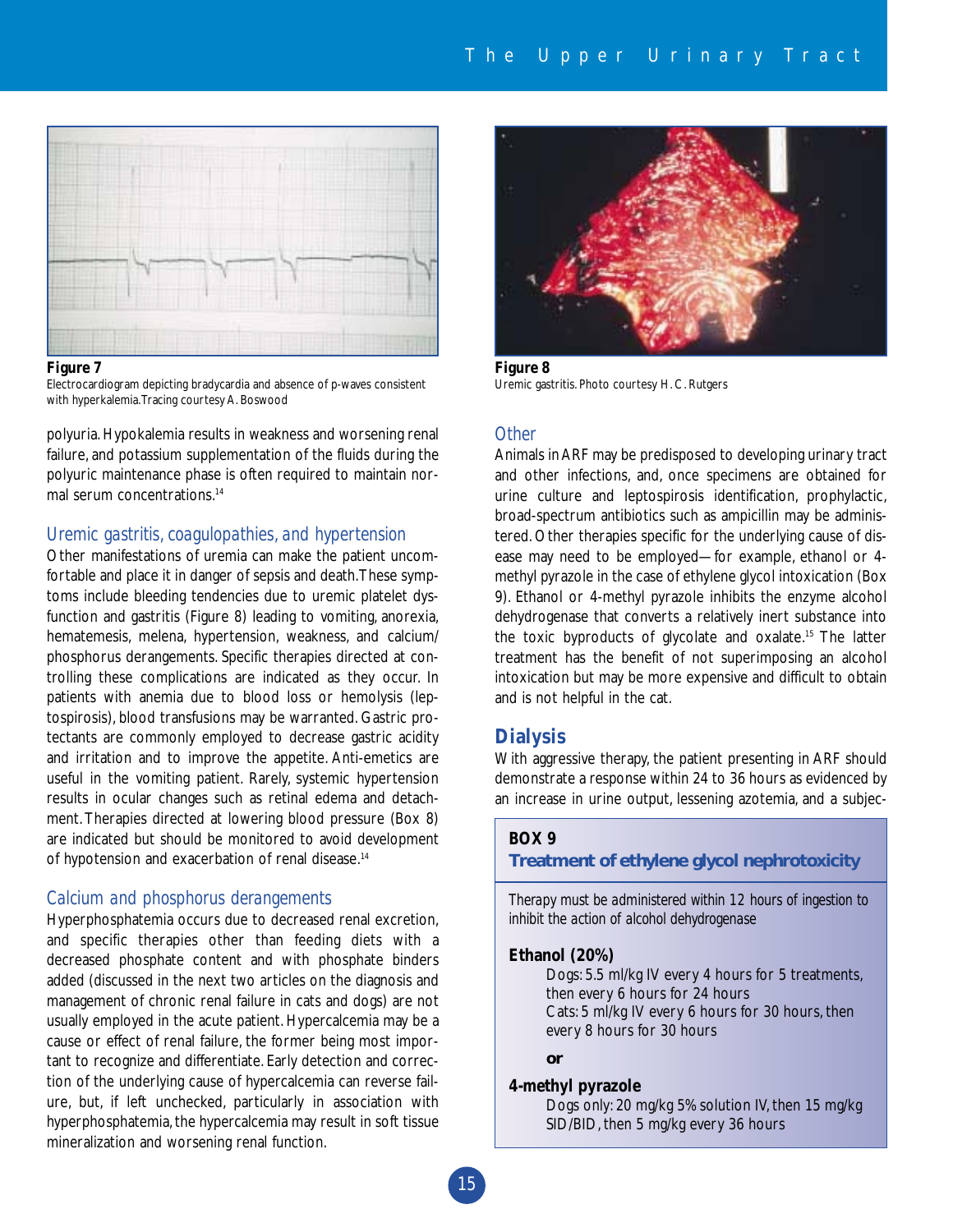**Figure 7**
Electrocardiogram depicting bradycardia and absence of p-waves consistent with hyperkalemia. Tracing courtesy A. Boswood

polyuria. Hypokalemia results in weakness and worsening renal failure, and potassium supplementation of the fluids during the polyuric maintenance phase is often required to maintain normal serum concentrations.[14]

### Uremic gastritis, coagulopathies, and hypertension

Other manifestations of uremia can make the patient uncomfortable and place it in danger of sepsis and death. These symptoms include bleeding tendencies due to uremic platelet dysfunction and gastritis (Figure 8) leading to vomiting, anorexia, hematemesis, melena, hypertension, weakness, and calcium/phosphorus derangements. Specific therapies directed at controlling these complications are indicated as they occur. In patients with anemia due to blood loss or hemolysis (leptospirosis), blood transfusions may be warranted. Gastric protectants are commonly employed to decrease gastric acidity and irritation and to improve the appetite. Anti-emetics are useful in the vomiting patient. Rarely, systemic hypertension results in ocular changes such as retinal edema and detachment. Therapies directed at lowering blood pressure (Box 8) are indicated but should be monitored to avoid development of hypotension and exacerbation of renal disease.[14]

### Calcium and phosphorus derangements

Hyperphosphatemia occurs due to decreased renal excretion, and specific therapies other than feeding diets with a decreased phosphate content and with phosphate binders added (discussed in the next two articles on the diagnosis and management of chronic renal failure in cats and dogs) are not usually employed in the acute patient. Hypercalcemia may be a cause or effect of renal failure, the former being most important to recognize and differentiate. Early detection and correction of the underlying cause of hypercalcemia can reverse failure, but, if left unchecked, particularly in association with hyperphosphatemia, the hypercalcemia may result in soft tissue mineralization and worsening renal function.

**Figure 8**
Uremic gastritis. Photo courtesy H.C. Rutgers

### Other

Animals in ARF may be predisposed to developing urinary tract and other infections, and, once specimens are obtained for urine culture and leptospirosis identification, prophylactic, broad-spectrum antibiotics such as ampicillin may be administered. Other therapies specific for the underlying cause of disease may need to be employed—for example, ethanol or 4-methyl pyrazole in the case of ethylene glycol intoxication (Box 9). Ethanol or 4-methyl pyrazole inhibits the enzyme alcohol dehydrogenase that converts a relatively inert substance into the toxic byproducts of glycolate and oxalate.[15] The latter treatment has the benefit of not superimposing an alcohol intoxication but may be more expensive and difficult to obtain and is not helpful in the cat.

## Dialysis

With aggressive therapy, the patient presenting in ARF should demonstrate a response within 24 to 36 hours as evidenced by an increase in urine output, lessening azotemia, and a subjec-

> **BOX 9**
> **Treatment of ethylene glycol nephrotoxicity**
>
> *Therapy must be administered within 12 hours of ingestion to inhibit the action of alcohol dehydrogenase*
>
> **Ethanol (20%)**
> Dogs: 5.5 ml/kg IV every 4 hours for 5 treatments, then every 6 hours for 24 hours
> Cats: 5 ml/kg IV every 6 hours for 30 hours, then every 8 hours for 30 hours
>
> **or**
>
> **4-methyl pyrazole**
> Dogs only: 20 mg/kg 5% solution IV, then 15 mg/kg SID/BID, then 5 mg/kg every 36 hours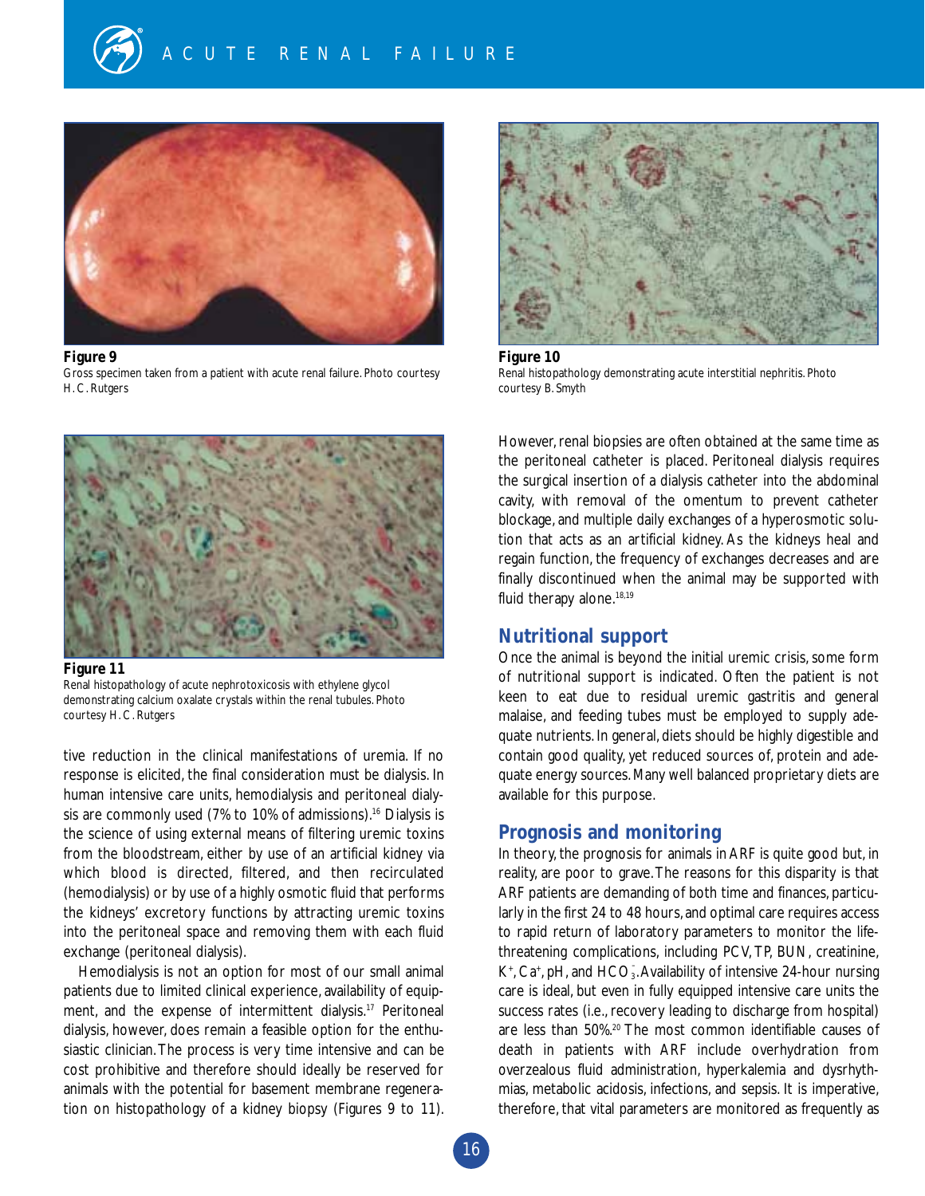Figure 9
Gross specimen taken from a patient with acute renal failure. Photo courtesy H.C. Rutgers

Figure 10
Renal histopathology demonstrating acute interstitial nephritis. Photo courtesy B. Smyth

Figure 11
Renal histopathology of acute nephrotoxicosis with ethylene glycol demonstrating calcium oxalate crystals within the renal tubules. Photo courtesy H.C. Rutgers

tive reduction in the clinical manifestations of uremia. If no response is elicited, the final consideration must be dialysis. In human intensive care units, hemodialysis and peritoneal dialysis are commonly used (7% to 10% of admissions).[16] Dialysis is the science of using external means of filtering uremic toxins from the bloodstream, either by use of an artificial kidney via which blood is directed, filtered, and then recirculated (hemodialysis) or by use of a highly osmotic fluid that performs the kidneys' excretory functions by attracting uremic toxins into the peritoneal space and removing them with each fluid exchange (peritoneal dialysis).

Hemodialysis is not an option for most of our small animal patients due to limited clinical experience, availability of equipment, and the expense of intermittent dialysis.[17] Peritoneal dialysis, however, does remain a feasible option for the enthusiastic clinician. The process is very time intensive and can be cost prohibitive and therefore should ideally be reserved for animals with the potential for basement membrane regeneration on histopathology of a kidney biopsy (Figures 9 to 11). However, renal biopsies are often obtained at the same time as the peritoneal catheter is placed. Peritoneal dialysis requires the surgical insertion of a dialysis catheter into the abdominal cavity, with removal of the omentum to prevent catheter blockage, and multiple daily exchanges of a hyperosmotic solution that acts as an artificial kidney. As the kidneys heal and regain function, the frequency of exchanges decreases and are finally discontinued when the animal may be supported with fluid therapy alone.[18,19]

## Nutritional support

Once the animal is beyond the initial uremic crisis, some form of nutritional support is indicated. Often the patient is not keen to eat due to residual uremic gastritis and general malaise, and feeding tubes must be employed to supply adequate nutrients. In general, diets should be highly digestible and contain good quality, yet reduced sources of, protein and adequate energy sources. Many well balanced proprietary diets are available for this purpose.

## Prognosis and monitoring

In theory, the prognosis for animals in ARF is quite good but, in reality, are poor to grave. The reasons for this disparity is that ARF patients are demanding of both time and finances, particularly in the first 24 to 48 hours, and optimal care requires access to rapid return of laboratory parameters to monitor the life-threatening complications, including PCV, TP, BUN, creatinine, $K^+$, $Ca^+$, pH, and $HCO_3^-$. Availability of intensive 24-hour nursing care is ideal, but even in fully equipped intensive care units the success rates (i.e., recovery leading to discharge from hospital) are less than 50%.[20] The most common identifiable causes of death in patients with ARF include overhydration from overzealous fluid administration, hyperkalemia and dysrhythmias, metabolic acidosis, infections, and sepsis. It is imperative, therefore, that vital parameters are monitored as frequently as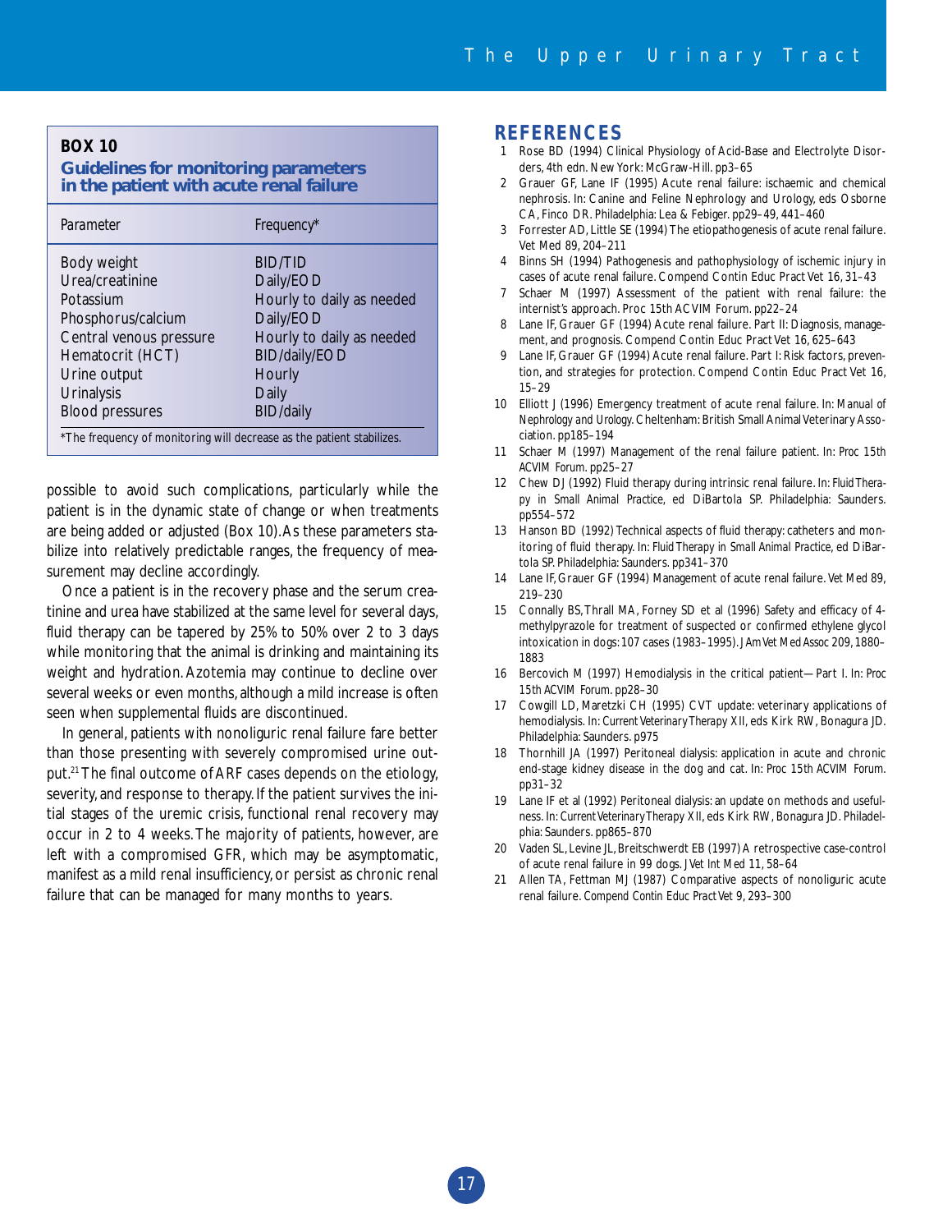**BOX 10**

**Guidelines for monitoring parameters in the patient with acute renal failure**

| Parameter | Frequency* |
|---|---|
| Body weight | BID/TID |
| Urea/creatinine | Daily/EOD |
| Potassium | Hourly to daily as needed |
| Phosphorus/calcium | Daily/EOD |
| Central venous pressure | Hourly to daily as needed |
| Hematocrit (HCT) | BID/daily/EOD |
| Urine output | Hourly |
| Urinalysis | Daily |
| Blood pressures | BID/daily |

*The frequency of monitoring will decrease as the patient stabilizes.

possible to avoid such complications, particularly while the patient is in the dynamic state of change or when treatments are being added or adjusted (Box 10). As these parameters stabilize into relatively predictable ranges, the frequency of measurement may decline accordingly.

Once a patient is in the recovery phase and the serum creatinine and urea have stabilized at the same level for several days, fluid therapy can be tapered by 25% to 50% over 2 to 3 days while monitoring that the animal is drinking and maintaining its weight and hydration. Azotemia may continue to decline over several weeks or even months, although a mild increase is often seen when supplemental fluids are discontinued.

In general, patients with nonoliguric renal failure fare better than those presenting with severely compromised urine output.[21] The final outcome of ARF cases depends on the etiology, severity, and response to therapy. If the patient survives the initial stages of the uremic crisis, functional renal recovery may occur in 2 to 4 weeks. The majority of patients, however, are left with a compromised GFR, which may be asymptomatic, manifest as a mild renal insufficiency, or persist as chronic renal failure that can be managed for many months to years.

## REFERENCES

1 Rose BD (1994) Clinical Physiology of Acid-Base and Electrolyte Disorders, 4th edn. New York: McGraw-Hill. pp3–65

2 Grauer GF, Lane IF (1995) Acute renal failure: ischaemic and chemical nephrosis. In: *Canine and Feline Nephrology and Urology*, eds Osborne CA, Finco DR. Philadelphia: Lea & Febiger. pp29–49, 441–460

3 Forrester AD, Little SE (1994) The etiopathogenesis of acute renal failure. *Vet Med* 89, 204–211

4 Binns SH (1994) Pathogenesis and pathophysiology of ischemic injury in cases of acute renal failure. *Compend Contin Educ Pract Vet* 16, 31–43

7 Schaer M (1997) Assessment of the patient with renal failure: the internist's approach. *Proc 15th ACVIM Forum*. pp22–24

8 Lane IF, Grauer GF (1994) Acute renal failure. Part II: Diagnosis, management, and prognosis. *Compend Contin Educ Pract Vet* 16, 625–643

9 Lane IF, Grauer GF (1994) Acute renal failure. Part I: Risk factors, prevention, and strategies for protection. *Compend Contin Educ Pract Vet* 16, 15–29

10 Elliott J (1996) Emergency treatment of acute renal failure. In: *Manual of Nephrology and Urology*. Cheltenham: British Small Animal Veterinary Association. pp185–194

11 Schaer M (1997) Management of the renal failure patient. In: *Proc 15th ACVIM Forum*. pp25–27

12 Chew DJ (1992) Fluid therapy during intrinsic renal failure. In: *Fluid Therapy in Small Animal Practice*, ed DiBartola SP. Philadelphia: Saunders. pp554–572

13 Hanson BD (1992) Technical aspects of fluid therapy: catheters and monitoring of fluid therapy. In: *Fluid Therapy in Small Animal Practice*, ed DiBartola SP. Philadelphia: Saunders. pp341–370

14 Lane IF, Grauer GF (1994) Management of acute renal failure. *Vet Med* 89, 219–230

15 Connally BS, Thrall MA, Forney SD et al (1996) Safety and efficacy of 4-methylpyrazole for treatment of suspected or confirmed ethylene glycol intoxication in dogs: 107 cases (1983–1995). *J Am Vet Med Assoc* 209, 1880–1883

16 Bercovich M (1997) Hemodialysis in the critical patient—Part I. In: *Proc 15th ACVIM Forum*. pp28–30

17 Cowgill LD, Maretzki CH (1995) CVT update: veterinary applications of hemodialysis. In: *Current Veterinary Therapy XII*, eds Kirk RW, Bonagura JD. Philadelphia: Saunders. p975

18 Thornhill JA (1997) Peritoneal dialysis: application in acute and chronic end-stage kidney disease in the dog and cat. In: *Proc 15th ACVIM Forum*. pp31–32

19 Lane IF et al (1992) Peritoneal dialysis: an update on methods and usefulness. In: *Current Veterinary Therapy XII*, eds Kirk RW, Bonagura JD. Philadelphia: Saunders. pp865–870

20 Vaden SL, Levine JL, Breitschwerdt EB (1997) A retrospective case-control of acute renal failure in 99 dogs. *J Vet Int Med* 11, 58–64

21 Allen TA, Fettman MJ (1987) Comparative aspects of nonoliguric acute renal failure. *Compend Contin Educ Pract Vet* 9, 293–300